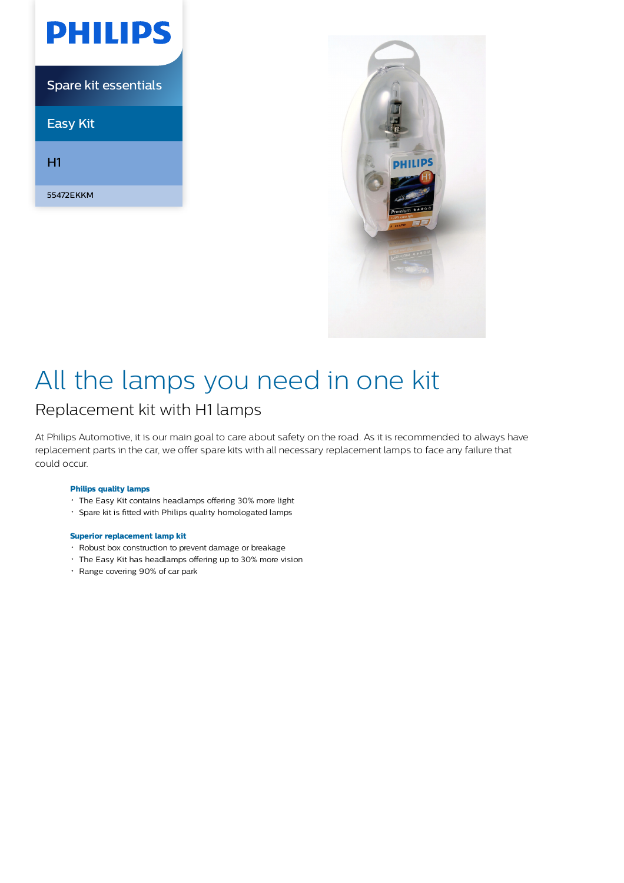PHILIPS

Spare kit essentials

Easy Kit

H1

55472EKKM

# All the lamps you need in one kit

## Replacement kit with H1 lamps

At Philips Automotive, it is our main goal to care about safety on the road. As it is recommended to always have replacement parts in the car, we offer spare kits with all necessary replacement lamps to face any failure that could occur.

**Philips quality lamps**

- The Easy Kit contains headlamps offering 30% more light
- Spare kit is fitted with Philips quality homologated lamps

**Superior replacement lamp kit**

- Robust box construction to prevent damage or breakage
- The Easy Kit has headlamps offering up to 30% more vision
- Range covering 90% of car park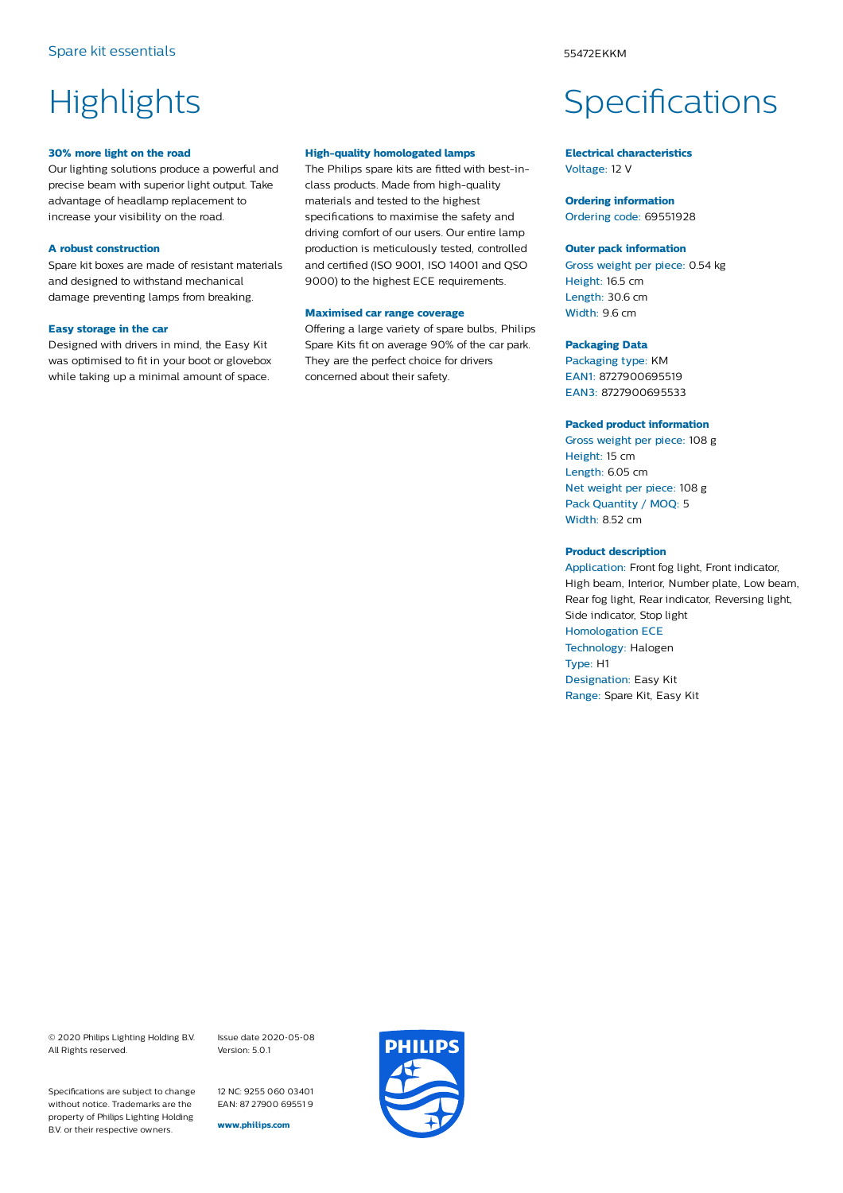Spare kit essentials

55472EKKM

# Highlights

#### 30% more light on the road

Our lighting solutions produce a powerful and precise beam with superior light output. Take advantage of headlamp replacement to increase your visibility on the road.

#### A robust construction

Spare kit boxes are made of resistant materials and designed to withstand mechanical damage preventing lamps from breaking.

#### Easy storage in the car

Designed with drivers in mind, the Easy Kit was optimised to fit in your boot or glovebox while taking up a minimal amount of space.

#### High-quality homologated lamps

The Philips spare kits are fitted with best-in-class products. Made from high-quality materials and tested to the highest specifications to maximise the safety and driving comfort of our users. Our entire lamp production is meticulously tested, controlled and certified (ISO 9001, ISO 14001 and QSO 9000) to the highest ECE requirements.

#### Maximised car range coverage

Offering a large variety of spare bulbs, Philips Spare Kits fit on average 90% of the car park. They are the perfect choice for drivers concerned about their safety.

# Specifications

#### Electrical characteristics

Voltage: 12 V

#### Ordering information

Ordering code: 69551928

#### Outer pack information

Gross weight per piece: 0.54 kg
Height: 16.5 cm
Length: 30.6 cm
Width: 9.6 cm

#### Packaging Data

Packaging type: KM
EAN1: 8727900695519
EAN3: 8727900695533

#### Packed product information

Gross weight per piece: 108 g
Height: 15 cm
Length: 6.05 cm
Net weight per piece: 108 g
Pack Quantity / MOQ: 5
Width: 8.52 cm

#### Product description

Application: Front fog light, Front indicator, High beam, Interior, Number plate, Low beam, Rear fog light, Rear indicator, Reversing light, Side indicator, Stop light
Homologation ECE
Technology: Halogen
Type: H1
Designation: Easy Kit
Range: Spare Kit, Easy Kit

© 2020 Philips Lighting Holding B.V.
All Rights reserved.

Specifications are subject to change without notice. Trademarks are the property of Philips Lighting Holding B.V. or their respective owners.

Issue date 2020-05-08
Version: 5.0.1

12 NC: 9255 060 03401
EAN: 87 27900 69551 9

www.philips.com